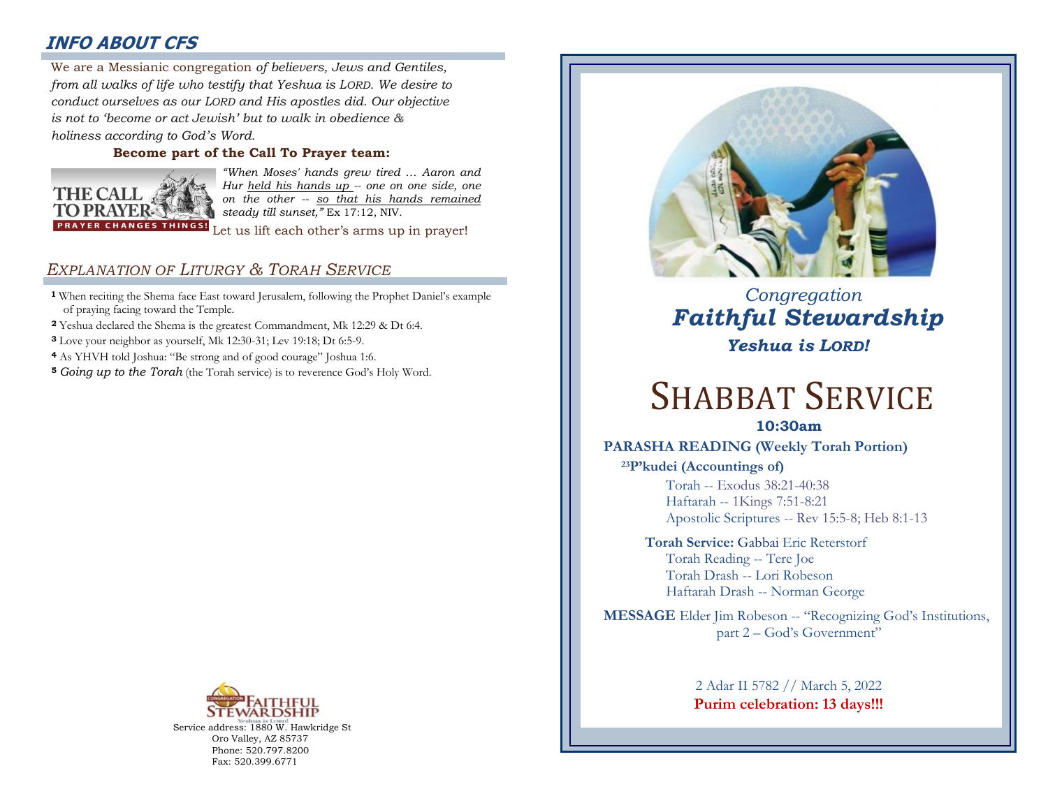## INFO ABOUT CFS

We are a Messianic congregation *of believers, Jews and Gentiles, from all walks of life who testify that Yeshua is LORD. We desire to conduct ourselves as our LORD and His apostles did. Our objective is not to 'become or act Jewish' but to walk in obedience & holiness according to God's Word.*

**Become part of the Call To Prayer team:**

THE CALL TO PRAYER
PRAYER CHANGES THINGS!

*"When Moses' hands grew tired … Aaron and Hur held his hands up -- one on one side, one on the other -- so that his hands remained steady till sunset,"* Ex 17:12, NIV.

Let us lift each other's arms up in prayer!

## *EXPLANATION OF LITURGY & TORAH SERVICE*

**1** When reciting the Shema face East toward Jerusalem, following the Prophet Daniel's example of praying facing toward the Temple.

**2** Yeshua declared the Shema is the greatest Commandment, Mk 12:29 & Dt 6:4.

**3** Love your neighbor as yourself, Mk 12:30-31; Lev 19:18; Dt 6:5-9.

**4** As YHVH told Joshua: "Be strong and of good courage" Joshua 1:6.

**5** *Going up to the Torah* (the Torah service) is to reverence God's Holy Word.

CONGREGATION FAITHFUL STEWARDSHIP
Yeshua is Lord!

Service address: 1880 W. Hawkridge St
Oro Valley, AZ 85737
Phone: 520.797.8200
Fax: 520.399.6771

*Congregation*
***Faithful Stewardship***
***Yeshua is LORD!***

# SHABBAT SERVICE

**10:30am**

**PARASHA READING (Weekly Torah Portion)**

**[23]P'kudei (Accountings of)**

Torah -- Exodus 38:21-40:38
Haftarah -- 1Kings 7:51-8:21
Apostolic Scriptures -- Rev 15:5-8; Heb 8:1-13

**Torah Service:** Gabbai Eric Reterstorf
Torah Reading -- Tere Joe
Torah Drash -- Lori Robeson
Haftarah Drash -- Norman George

**MESSAGE** Elder Jim Robeson -- "Recognizing God's Institutions, part 2 – God's Government"

2 Adar II 5782 // March 5, 2022
**Purim celebration: 13 days!!!**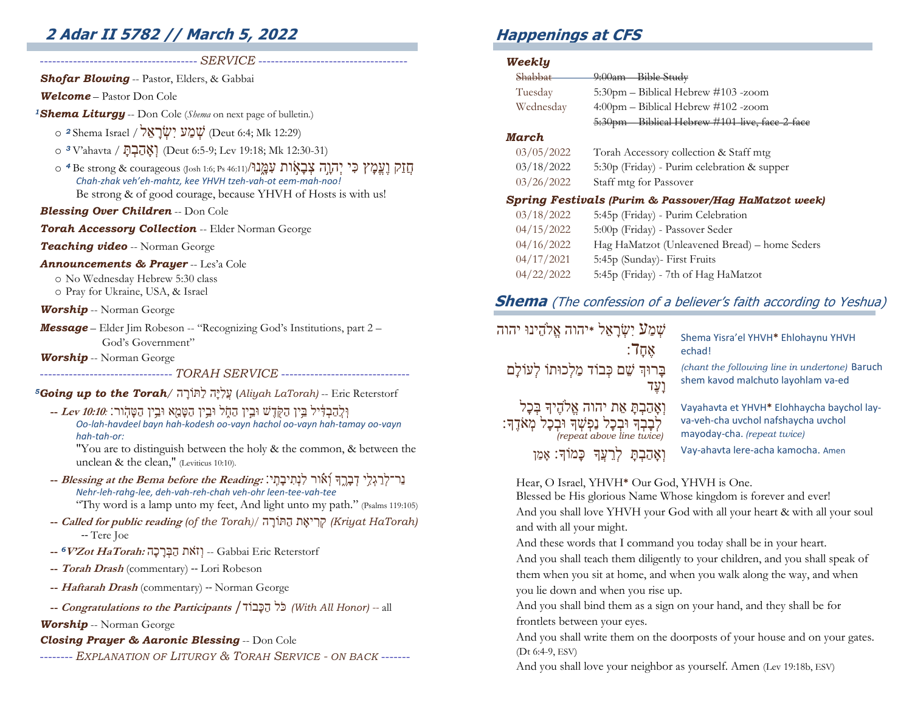## 2 Adar II 5782 // March 5, 2022

------------------------------------- *SERVICE* -----------------------------------

***Shofar Blowing*** -- Pastor, Elders, & Gabbai

***Welcome*** – Pastor Don Cole

[1]***Shema Liturgy*** -- Don Cole (*Shema* on next page of bulletin.)

- [2] Shema Israel / שְׁמַע יִשְׂרָאֵל (Deut 6:4; Mk 12:29)
- [3] V'ahavta / וְאָהַבְתָּ (Deut 6:5-9; Lev 19:18; Mk 12:30-31)
- [4] Be strong & courageous (Josh 1:6; Ps 46:11)/חֲזַק וֶאֱמָץ כִּי יְהוָה צְבָאוֹת עִמָּנוּ
  *Chah-zhak veh'eh-mahtz, kee YHVH tzeh-vah-ot eem-mah-noo!*
  Be strong & of good courage, because YHVH of Hosts is with us!

***Blessing Over Children*** -- Don Cole

***Torah Accessory Collection*** -- Elder Norman George

***Teaching video*** -- Norman George

***Announcements & Prayer*** -- Les'a Cole

- No Wednesday Hebrew 5:30 class
- Pray for Ukraine, USA, & Israel

***Worship*** -- Norman George

***Message*** – Elder Jim Robeson -- "Recognizing God's Institutions, part 2 – God's Government"

***Worship*** -- Norman George

-------------------------------- *TORAH SERVICE* --------------------------------

[5]***Going up to the Torah***/ עֲלִיָּה לַתּוֹרָה (*Aliyah LaTorah)* -- Eric Reterstorf

-- ***Lev 10:10:*** וּלְהַבְדִּיל בֵּין הַקֹּדֶשׁ וּבֵין הַחֹל וּבֵין הַטָּמֵא וּבֵין הַטָּהוֹר׃
*Oo-lah-havdeel bayn hah-kodesh oo-vayn hachol oo-vayn hah-tamay oo-vayn hah-tah-or:*
"You are to distinguish between the holy & the common, & between the unclean & the clean," (Leviticus 10:10).

-- ***Blessing at the Bema before the Reading:*** נֵר־לְרַגְלִי דְבָרֶךָ וְאוֹר לִנְתִיבָתִי׃
*Nehr-leh-rahg-lee, deh-vah-reh-chah veh-ohr leen-tee-vah-tee*
"Thy word is a lamp unto my feet, And light unto my path." (Psalms 119:105)

-- ***Called for public reading** (of the Torah)*/ קְרִיאַת הַתּוֹרָה *(Kriyat HaTorah)* -- Tere Joe

-- [6]***V'Zot HaTorah:*** וְזֹאת הַבְּרָכָה -- Gabbai Eric Reterstorf

-- ***Torah Drash*** (commentary) -- Lori Robeson

-- ***Haftarah Drash*** (commentary) -- Norman George

-- ***Congratulations to the Participants*** / כֹּל הַכָּבוֹד *(With All Honor)* -- all

***Worship*** -- Norman George

***Closing Prayer & Aaronic Blessing*** -- Don Cole

-------- *EXPLANATION OF LITURGY & TORAH SERVICE - ON BACK* -------

## Happenings at CFS

### Weekly

| | |
|---|---|
| ~~Shabbat~~ | ~~9:00am – Bible Study~~ |
| Tuesday | 5:30pm – Biblical Hebrew #103 -zoom |
| Wednesday | 4:00pm – Biblical Hebrew #102 -zoom |
| | ~~5:30pm – Biblical Hebrew #101 live, face-2-face~~ |

### March

| | |
|---|---|
| 03/05/2022 | Torah Accessory collection & Staff mtg |
| 03/18/2022 | 5:30p (Friday) - Purim celebration & supper |
| 03/26/2022 | Staff mtg for Passover |

### Spring Festivals (Purim & Passover/Hag HaMatzot week)

| | |
|---|---|
| 03/18/2022 | 5:45p (Friday) - Purim Celebration |
| 04/15/2022 | 5:00p (Friday) - Passover Seder |
| 04/16/2022 | Hag HaMatzot (Unleavened Bread) – home Seders |
| 04/17/2021 | 5:45p (Sunday)- First Fruits |
| 04/22/2022 | 5:45p (Friday) - 7th of Hag HaMatzot |

## Shema *(The confession of a believer's faith according to Yeshua)*

שְׁמַע יִשְׂרָאֵל *יהוה אֱלֹהֵינוּ יהוה אֶחָד׃
Shema Yisra'el YHVH* Ehlohaynu YHVH echad!

בָּרוּךְ שֵׁם כְּבוֹד מַלְכוּתוֹ לְעוֹלָם וָעֶד
*(chant the following line in undertone)* Baruch shem kavod malchuto layohlam va-ed

וְאָהַבְתָּ אֵת יהוה אֱלֹהֶיךָ בְּכָל לְבָבְךָ וּבְכָל נַפְשְׁךָ וּבְכָל מְאֹדֶךָ׃ *(repeat above line twice)*
Vayahavta et YHVH* Elohhaycha baychol lay-va-veh-cha uvchol nafshaycha uvchol mayoday-cha. *(repeat twice)*

וְאָהַבְתָּ לְרֵעֲךָ כָּמוֹךָ׃ אָמֵן
Vay-ahavta lere-acha kamocha. Amen

Hear, O Israel, YHVH* Our God, YHVH is One.
Blessed be His glorious Name Whose kingdom is forever and ever!
And you shall love YHVH your God with all your heart & with all your soul and with all your might.
And these words that I command you today shall be in your heart.
And you shall teach them diligently to your children, and you shall speak of them when you sit at home, and when you walk along the way, and when you lie down and when you rise up.
And you shall bind them as a sign on your hand, and they shall be for frontlets between your eyes.
And you shall write them on the doorposts of your house and on your gates. (Dt 6:4-9, ESV)
And you shall love your neighbor as yourself. Amen (Lev 19:18b, ESV)